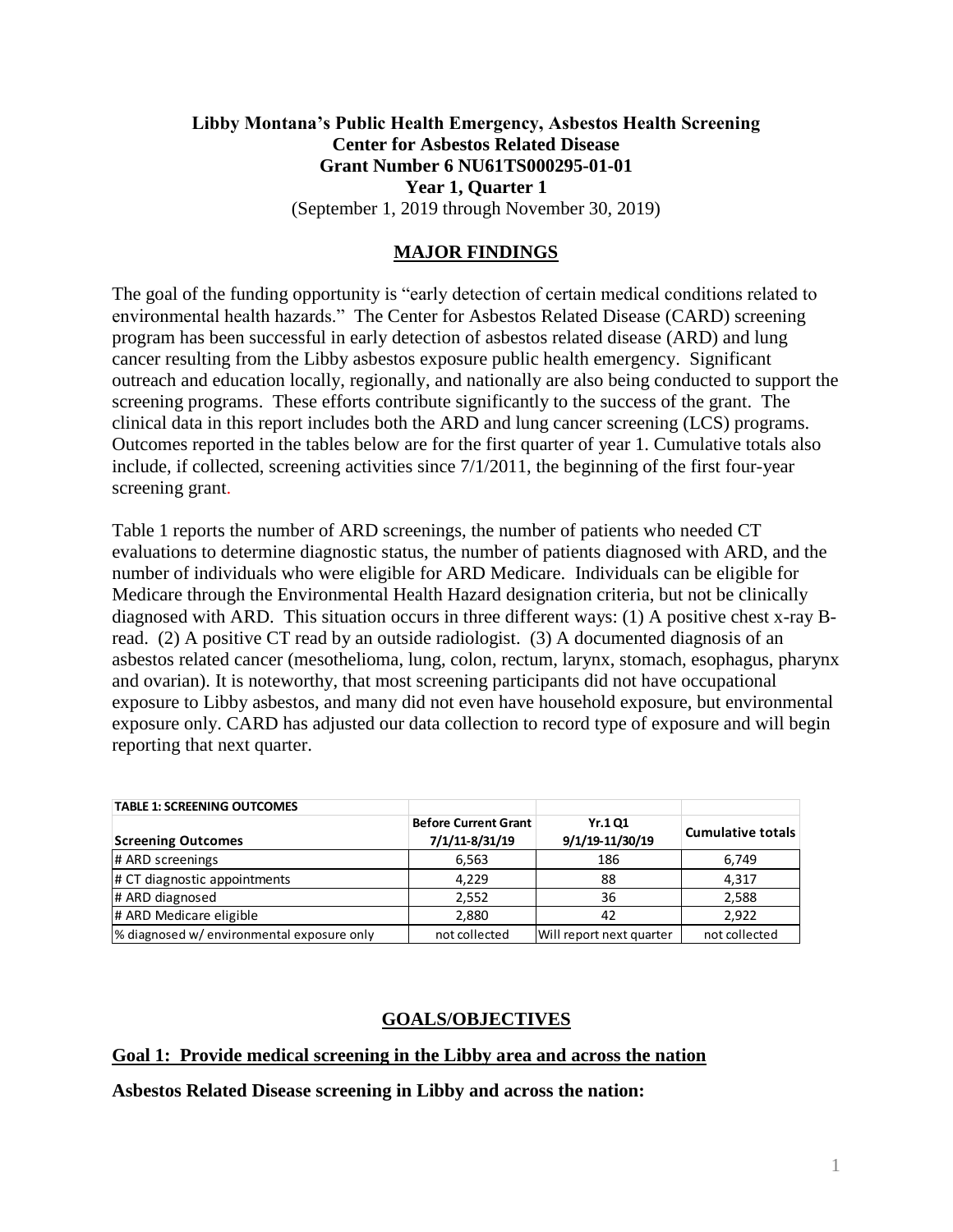**Libby Montana's Public Health Emergency, Asbestos Health Screening**
**Center for Asbestos Related Disease**
**Grant Number 6 NU61TS000295-01-01**
**Year 1, Quarter 1**
(September 1, 2019 through November 30, 2019)

## MAJOR FINDINGS

The goal of the funding opportunity is "early detection of certain medical conditions related to environmental health hazards." The Center for Asbestos Related Disease (CARD) screening program has been successful in early detection of asbestos related disease (ARD) and lung cancer resulting from the Libby asbestos exposure public health emergency. Significant outreach and education locally, regionally, and nationally are also being conducted to support the screening programs. These efforts contribute significantly to the success of the grant. The clinical data in this report includes both the ARD and lung cancer screening (LCS) programs. Outcomes reported in the tables below are for the first quarter of year 1. Cumulative totals also include, if collected, screening activities since 7/1/2011, the beginning of the first four-year screening grant.

Table 1 reports the number of ARD screenings, the number of patients who needed CT evaluations to determine diagnostic status, the number of patients diagnosed with ARD, and the number of individuals who were eligible for ARD Medicare. Individuals can be eligible for Medicare through the Environmental Health Hazard designation criteria, but not be clinically diagnosed with ARD. This situation occurs in three different ways: (1) A positive chest x-ray B-read. (2) A positive CT read by an outside radiologist. (3) A documented diagnosis of an asbestos related cancer (mesothelioma, lung, colon, rectum, larynx, stomach, esophagus, pharynx and ovarian). It is noteworthy, that most screening participants did not have occupational exposure to Libby asbestos, and many did not even have household exposure, but environmental exposure only. CARD has adjusted our data collection to record type of exposure and will begin reporting that next quarter.

| TABLE 1: SCREENING OUTCOMES | | | |
|---|---|---|---|
| Screening Outcomes | Before Current Grant 7/1/11-8/31/19 | Yr.1 Q1 9/1/19-11/30/19 | Cumulative totals |
| # ARD screenings | 6,563 | 186 | 6,749 |
| # CT diagnostic appointments | 4,229 | 88 | 4,317 |
| # ARD diagnosed | 2,552 | 36 | 2,588 |
| # ARD Medicare eligible | 2,880 | 42 | 2,922 |
| % diagnosed w/ environmental exposure only | not collected | Will report next quarter | not collected |

## GOALS/OBJECTIVES

### Goal 1: Provide medical screening in the Libby area and across the nation

**Asbestos Related Disease screening in Libby and across the nation:**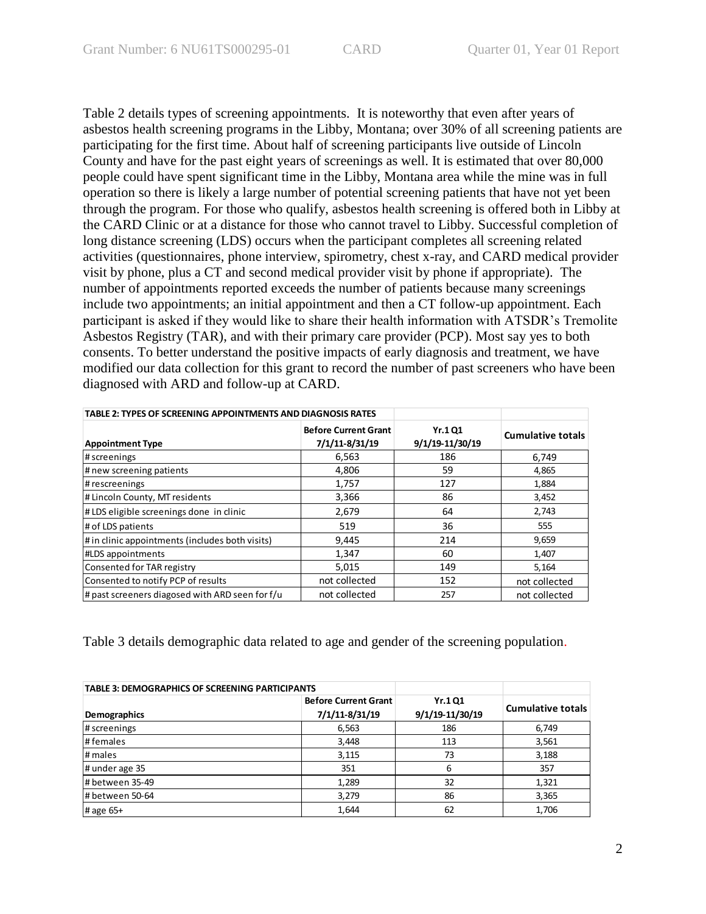Table 2 details types of screening appointments. It is noteworthy that even after years of asbestos health screening programs in the Libby, Montana; over 30% of all screening patients are participating for the first time. About half of screening participants live outside of Lincoln County and have for the past eight years of screenings as well. It is estimated that over 80,000 people could have spent significant time in the Libby, Montana area while the mine was in full operation so there is likely a large number of potential screening patients that have not yet been through the program. For those who qualify, asbestos health screening is offered both in Libby at the CARD Clinic or at a distance for those who cannot travel to Libby. Successful completion of long distance screening (LDS) occurs when the participant completes all screening related activities (questionnaires, phone interview, spirometry, chest x-ray, and CARD medical provider visit by phone, plus a CT and second medical provider visit by phone if appropriate). The number of appointments reported exceeds the number of patients because many screenings include two appointments; an initial appointment and then a CT follow-up appointment. Each participant is asked if they would like to share their health information with ATSDR's Tremolite Asbestos Registry (TAR), and with their primary care provider (PCP). Most say yes to both consents. To better understand the positive impacts of early diagnosis and treatment, we have modified our data collection for this grant to record the number of past screeners who have been diagnosed with ARD and follow-up at CARD.

| TABLE 2: TYPES OF SCREENING APPOINTMENTS AND DIAGNOSIS RATES | | | |
|---|---|---|---|
| **Appointment Type** | **Before Current Grant 7/1/11-8/31/19** | **Yr.1 Q1 9/1/19-11/30/19** | **Cumulative totals** |
| # screenings | 6,563 | 186 | 6,749 |
| # new screening patients | 4,806 | 59 | 4,865 |
| # rescreenings | 1,757 | 127 | 1,884 |
| # Lincoln County, MT residents | 3,366 | 86 | 3,452 |
| # LDS eligible screenings done in clinic | 2,679 | 64 | 2,743 |
| # of LDS patients | 519 | 36 | 555 |
| # in clinic appointments (includes both visits) | 9,445 | 214 | 9,659 |
| #LDS appointments | 1,347 | 60 | 1,407 |
| Consented for TAR registry | 5,015 | 149 | 5,164 |
| Consented to notify PCP of results | not collected | 152 | not collected |
| # past screeners diagosed with ARD seen for f/u | not collected | 257 | not collected |

Table 3 details demographic data related to age and gender of the screening population.

| TABLE 3: DEMOGRAPHICS OF SCREENING PARTICIPANTS | | | |
|---|---|---|---|
| **Demographics** | **Before Current Grant 7/1/11-8/31/19** | **Yr.1 Q1 9/1/19-11/30/19** | **Cumulative totals** |
| # screenings | 6,563 | 186 | 6,749 |
| # females | 3,448 | 113 | 3,561 |
| # males | 3,115 | 73 | 3,188 |
| # under age 35 | 351 | 6 | 357 |
| # between 35-49 | 1,289 | 32 | 1,321 |
| # between 50-64 | 3,279 | 86 | 3,365 |
| # age 65+ | 1,644 | 62 | 1,706 |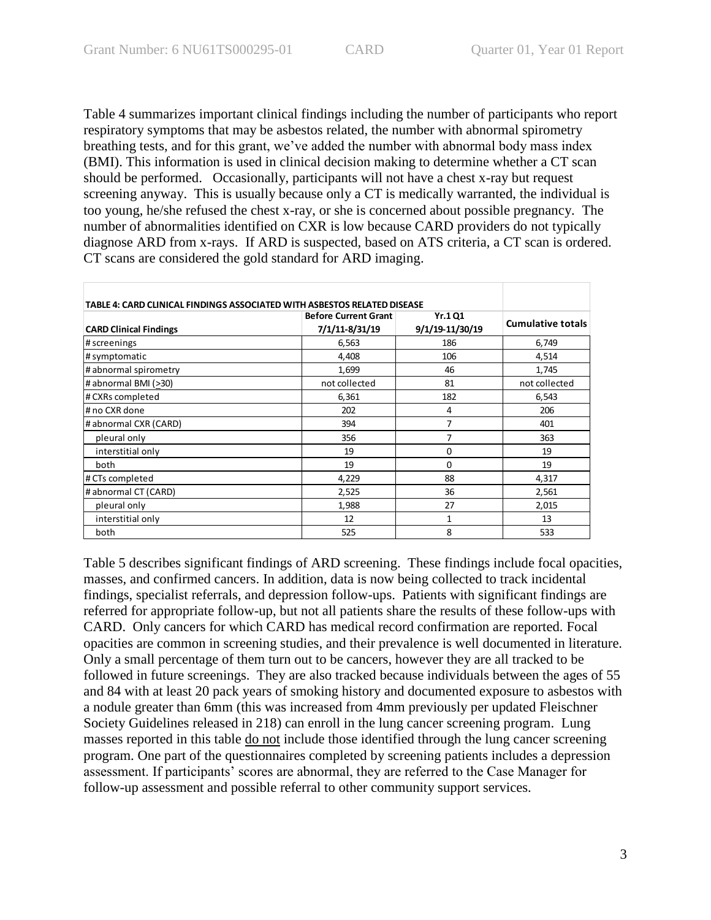Table 4 summarizes important clinical findings including the number of participants who report respiratory symptoms that may be asbestos related, the number with abnormal spirometry breathing tests, and for this grant, we've added the number with abnormal body mass index (BMI). This information is used in clinical decision making to determine whether a CT scan should be performed. Occasionally, participants will not have a chest x-ray but request screening anyway. This is usually because only a CT is medically warranted, the individual is too young, he/she refused the chest x-ray, or she is concerned about possible pregnancy. The number of abnormalities identified on CXR is low because CARD providers do not typically diagnose ARD from x-rays. If ARD is suspected, based on ATS criteria, a CT scan is ordered. CT scans are considered the gold standard for ARD imaging.

**TABLE 4: CARD CLINICAL FINDINGS ASSOCIATED WITH ASBESTOS RELATED DISEASE**

| CARD Clinical Findings | Before Current Grant 7/1/11-8/31/19 | Yr.1 Q1 9/1/19-11/30/19 | Cumulative totals |
|---|---|---|---|
| # screenings | 6,563 | 186 | 6,749 |
| # symptomatic | 4,408 | 106 | 4,514 |
| # abnormal spirometry | 1,699 | 46 | 1,745 |
| # abnormal BMI ($\geq$30) | not collected | 81 | not collected |
| # CXRs completed | 6,361 | 182 | 6,543 |
| # no CXR done | 202 | 4 | 206 |
| # abnormal CXR (CARD) | 394 | 7 | 401 |
| pleural only | 356 | 7 | 363 |
| interstitial only | 19 | 0 | 19 |
| both | 19 | 0 | 19 |
| # CTs completed | 4,229 | 88 | 4,317 |
| # abnormal CT (CARD) | 2,525 | 36 | 2,561 |
| pleural only | 1,988 | 27 | 2,015 |
| interstitial only | 12 | 1 | 13 |
| both | 525 | 8 | 533 |

Table 5 describes significant findings of ARD screening. These findings include focal opacities, masses, and confirmed cancers. In addition, data is now being collected to track incidental findings, specialist referrals, and depression follow-ups. Patients with significant findings are referred for appropriate follow-up, but not all patients share the results of these follow-ups with CARD. Only cancers for which CARD has medical record confirmation are reported. Focal opacities are common in screening studies, and their prevalence is well documented in literature. Only a small percentage of them turn out to be cancers, however they are all tracked to be followed in future screenings. They are also tracked because individuals between the ages of 55 and 84 with at least 20 pack years of smoking history and documented exposure to asbestos with a nodule greater than 6mm (this was increased from 4mm previously per updated Fleischner Society Guidelines released in 218) can enroll in the lung cancer screening program. Lung masses reported in this table <u>do not</u> include those identified through the lung cancer screening program. One part of the questionnaires completed by screening patients includes a depression assessment. If participants' scores are abnormal, they are referred to the Case Manager for follow-up assessment and possible referral to other community support services.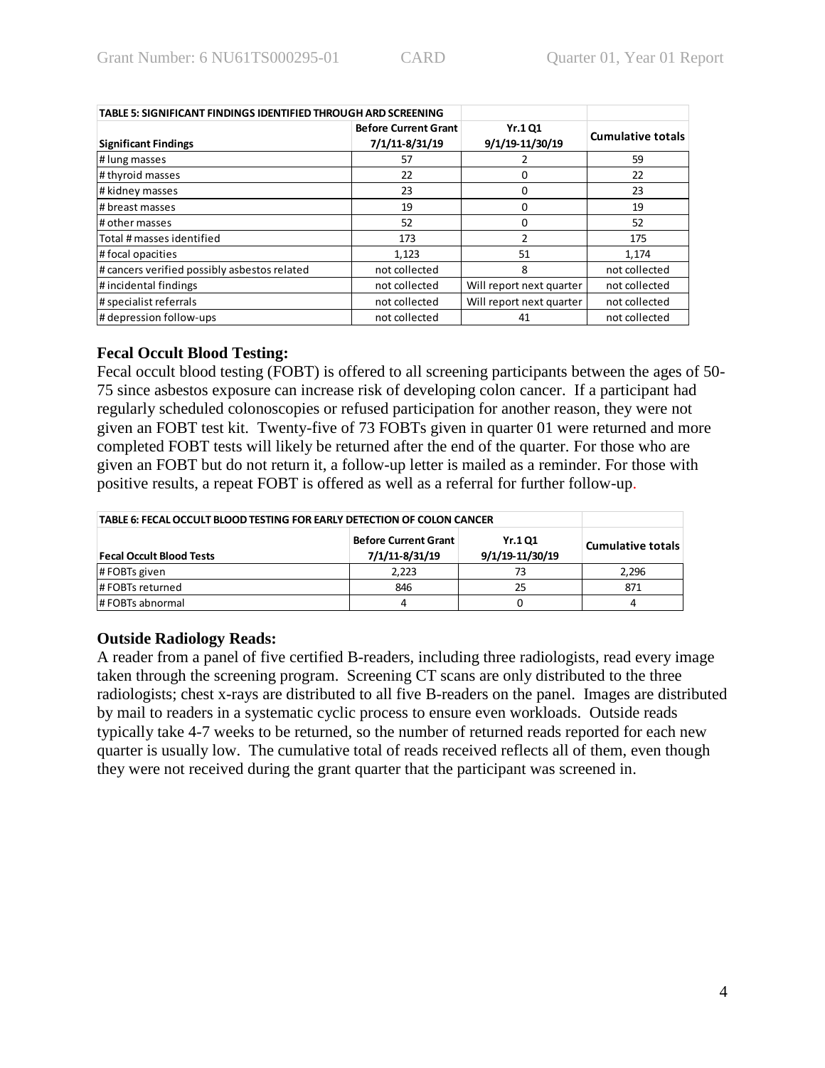| TABLE 5: SIGNIFICANT FINDINGS IDENTIFIED THROUGH ARD SCREENING | | | |
|---|---|---|---|
| **Significant Findings** | **Before Current Grant 7/1/11-8/31/19** | **Yr.1 Q1 9/1/19-11/30/19** | **Cumulative totals** |
| # lung masses | 57 | 2 | 59 |
| # thyroid masses | 22 | 0 | 22 |
| # kidney masses | 23 | 0 | 23 |
| # breast masses | 19 | 0 | 19 |
| # other masses | 52 | 0 | 52 |
| Total # masses identified | 173 | 2 | 175 |
| # focal opacities | 1,123 | 51 | 1,174 |
| # cancers verified possibly asbestos related | not collected | 8 | not collected |
| # incidental findings | not collected | Will report next quarter | not collected |
| # specialist referrals | not collected | Will report next quarter | not collected |
| # depression follow-ups | not collected | 41 | not collected |

### Fecal Occult Blood Testing:

Fecal occult blood testing (FOBT) is offered to all screening participants between the ages of 50-75 since asbestos exposure can increase risk of developing colon cancer. If a participant had regularly scheduled colonoscopies or refused participation for another reason, they were not given an FOBT test kit. Twenty-five of 73 FOBTs given in quarter 01 were returned and more completed FOBT tests will likely be returned after the end of the quarter. For those who are given an FOBT but do not return it, a follow-up letter is mailed as a reminder. For those with positive results, a repeat FOBT is offered as well as a referral for further follow-up.

| TABLE 6: FECAL OCCULT BLOOD TESTING FOR EARLY DETECTION OF COLON CANCER | | | |
|---|---|---|---|
| **Fecal Occult Blood Tests** | **Before Current Grant 7/1/11-8/31/19** | **Yr.1 Q1 9/1/19-11/30/19** | **Cumulative totals** |
| # FOBTs given | 2,223 | 73 | 2,296 |
| # FOBTs returned | 846 | 25 | 871 |
| # FOBTs abnormal | 4 | 0 | 4 |

### Outside Radiology Reads:

A reader from a panel of five certified B-readers, including three radiologists, read every image taken through the screening program. Screening CT scans are only distributed to the three radiologists; chest x-rays are distributed to all five B-readers on the panel. Images are distributed by mail to readers in a systematic cyclic process to ensure even workloads. Outside reads typically take 4-7 weeks to be returned, so the number of returned reads reported for each new quarter is usually low. The cumulative total of reads received reflects all of them, even though they were not received during the grant quarter that the participant was screened in.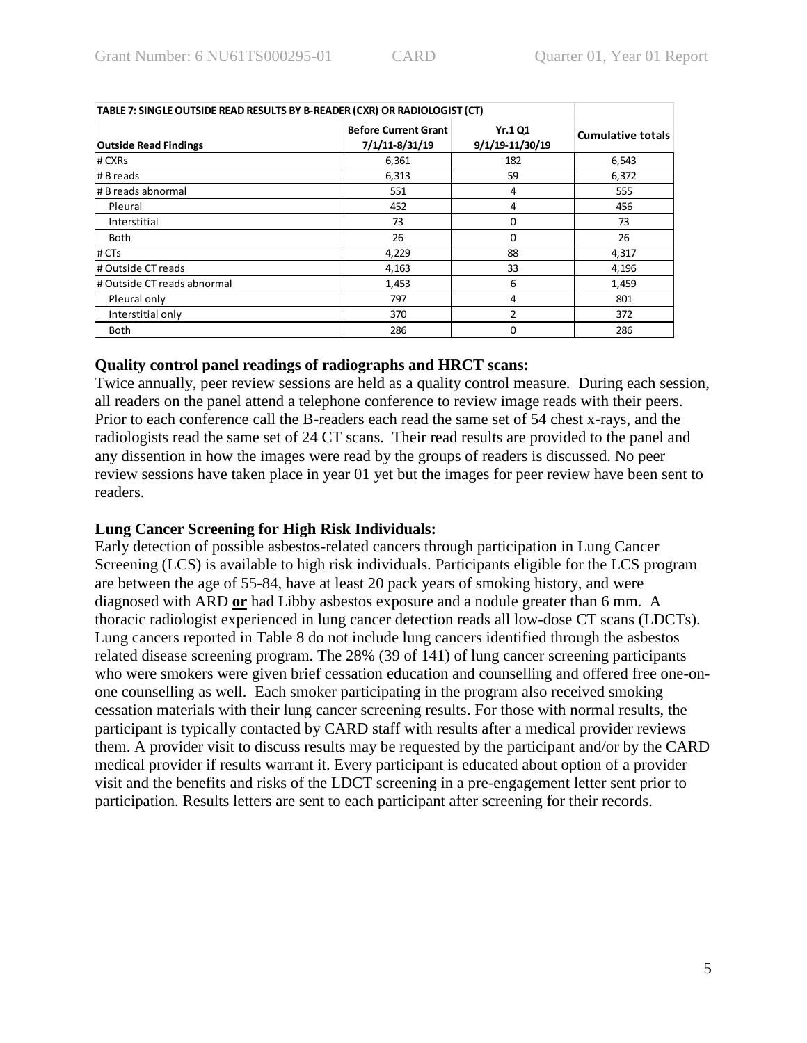| TABLE 7: SINGLE OUTSIDE READ RESULTS BY B-READER (CXR) OR RADIOLOGIST (CT) | | | |
|---|---|---|---|
| **Outside Read Findings** | **Before Current Grant 7/1/11-8/31/19** | **Yr.1 Q1 9/1/19-11/30/19** | **Cumulative totals** |
| # CXRs | 6,361 | 182 | 6,543 |
| # B reads | 6,313 | 59 | 6,372 |
| # B reads abnormal | 551 | 4 | 555 |
| Pleural | 452 | 4 | 456 |
| Interstitial | 73 | 0 | 73 |
| Both | 26 | 0 | 26 |
| # CTs | 4,229 | 88 | 4,317 |
| # Outside CT reads | 4,163 | 33 | 4,196 |
| # Outside CT reads abnormal | 1,453 | 6 | 1,459 |
| Pleural only | 797 | 4 | 801 |
| Interstitial only | 370 | 2 | 372 |
| Both | 286 | 0 | 286 |

**Quality control panel readings of radiographs and HRCT scans:**

Twice annually, peer review sessions are held as a quality control measure. During each session, all readers on the panel attend a telephone conference to review image reads with their peers. Prior to each conference call the B-readers each read the same set of 54 chest x-rays, and the radiologists read the same set of 24 CT scans. Their read results are provided to the panel and any dissention in how the images were read by the groups of readers is discussed. No peer review sessions have taken place in year 01 yet but the images for peer review have been sent to readers.

**Lung Cancer Screening for High Risk Individuals:**

Early detection of possible asbestos-related cancers through participation in Lung Cancer Screening (LCS) is available to high risk individuals. Participants eligible for the LCS program are between the age of 55-84, have at least 20 pack years of smoking history, and were diagnosed with ARD **or** had Libby asbestos exposure and a nodule greater than 6 mm. A thoracic radiologist experienced in lung cancer detection reads all low-dose CT scans (LDCTs). Lung cancers reported in Table 8 do not include lung cancers identified through the asbestos related disease screening program. The 28% (39 of 141) of lung cancer screening participants who were smokers were given brief cessation education and counselling and offered free one-on-one counselling as well. Each smoker participating in the program also received smoking cessation materials with their lung cancer screening results. For those with normal results, the participant is typically contacted by CARD staff with results after a medical provider reviews them. A provider visit to discuss results may be requested by the participant and/or by the CARD medical provider if results warrant it. Every participant is educated about option of a provider visit and the benefits and risks of the LDCT screening in a pre-engagement letter sent prior to participation. Results letters are sent to each participant after screening for their records.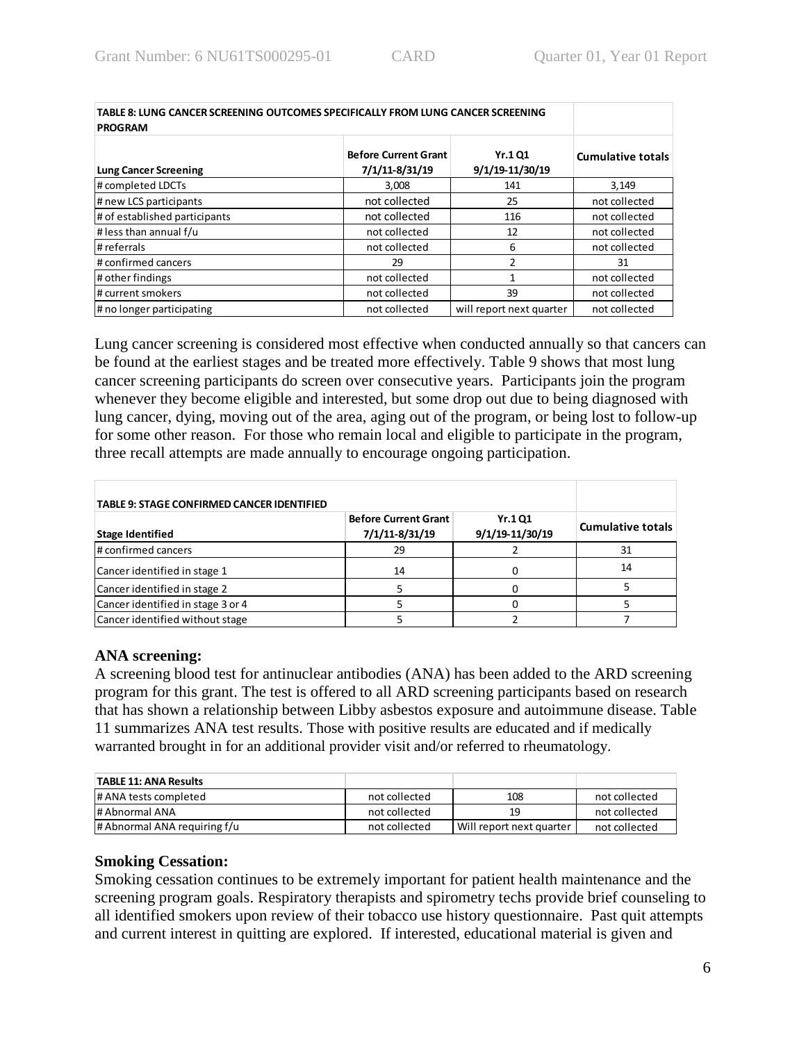| TABLE 8: LUNG CANCER SCREENING OUTCOMES SPECIFICALLY FROM LUNG CANCER SCREENING PROGRAM | | | |
|---|---|---|---|
| **Lung Cancer Screening** | **Before Current Grant 7/1/11-8/31/19** | **Yr.1 Q1 9/1/19-11/30/19** | **Cumulative totals** |
| # completed LDCTs | 3,008 | 141 | 3,149 |
| # new LCS participants | not collected | 25 | not collected |
| # of established participants | not collected | 116 | not collected |
| # less than annual f/u | not collected | 12 | not collected |
| # referrals | not collected | 6 | not collected |
| # confirmed cancers | 29 | 2 | 31 |
| # other findings | not collected | 1 | not collected |
| # current smokers | not collected | 39 | not collected |
| # no longer participating | not collected | will report next quarter | not collected |

Lung cancer screening is considered most effective when conducted annually so that cancers can be found at the earliest stages and be treated more effectively. Table 9 shows that most lung cancer screening participants do screen over consecutive years. Participants join the program whenever they become eligible and interested, but some drop out due to being diagnosed with lung cancer, dying, moving out of the area, aging out of the program, or being lost to follow-up for some other reason. For those who remain local and eligible to participate in the program, three recall attempts are made annually to encourage ongoing participation.

| TABLE 9: STAGE CONFIRMED CANCER IDENTIFIED | | | |
|---|---|---|---|
| **Stage Identified** | **Before Current Grant 7/1/11-8/31/19** | **Yr.1 Q1 9/1/19-11/30/19** | **Cumulative totals** |
| # confirmed cancers | 29 | 2 | 31 |
| Cancer identified in stage 1 | 14 | 0 | 14 |
| Cancer identified in stage 2 | 5 | 0 | 5 |
| Cancer identified in stage 3 or 4 | 5 | 0 | 5 |
| Cancer identified without stage | 5 | 2 | 7 |

### ANA screening:

A screening blood test for antinuclear antibodies (ANA) has been added to the ARD screening program for this grant. The test is offered to all ARD screening participants based on research that has shown a relationship between Libby asbestos exposure and autoimmune disease. Table 11 summarizes ANA test results. Those with positive results are educated and if medically warranted brought in for an additional provider visit and/or referred to rheumatology.

| TABLE 11: ANA Results | | | |
|---|---|---|---|
| # ANA tests completed | not collected | 108 | not collected |
| # Abnormal ANA | not collected | 19 | not collected |
| # Abnormal ANA requiring f/u | not collected | Will report next quarter | not collected |

### Smoking Cessation:

Smoking cessation continues to be extremely important for patient health maintenance and the screening program goals. Respiratory therapists and spirometry techs provide brief counseling to all identified smokers upon review of their tobacco use history questionnaire. Past quit attempts and current interest in quitting are explored. If interested, educational material is given and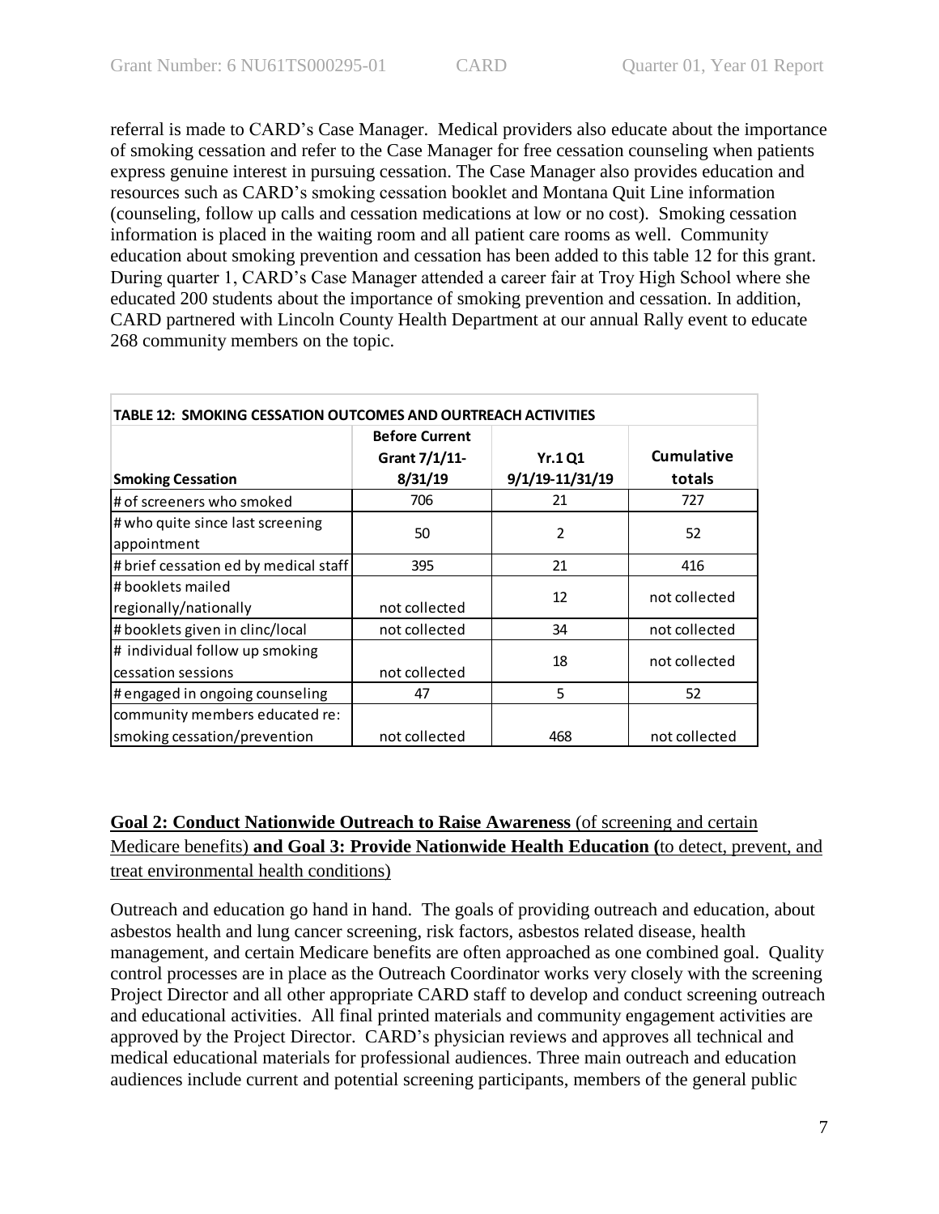referral is made to CARD's Case Manager. Medical providers also educate about the importance of smoking cessation and refer to the Case Manager for free cessation counseling when patients express genuine interest in pursuing cessation. The Case Manager also provides education and resources such as CARD's smoking cessation booklet and Montana Quit Line information (counseling, follow up calls and cessation medications at low or no cost). Smoking cessation information is placed in the waiting room and all patient care rooms as well. Community education about smoking prevention and cessation has been added to this table 12 for this grant. During quarter 1, CARD's Case Manager attended a career fair at Troy High School where she educated 200 students about the importance of smoking prevention and cessation. In addition, CARD partnered with Lincoln County Health Department at our annual Rally event to educate 268 community members on the topic.

**TABLE 12: SMOKING CESSATION OUTCOMES AND OURTREACH ACTIVITIES**

| Smoking Cessation | Before Current Grant 7/1/11-8/31/19 | Yr.1 Q1 9/1/19-11/31/19 | Cumulative totals |
|---|---|---|---|
| # of screeners who smoked | 706 | 21 | 727 |
| # who quite since last screening appointment | 50 | 2 | 52 |
| # brief cessation ed by medical staff | 395 | 21 | 416 |
| # booklets mailed regionally/nationally | not collected | 12 | not collected |
| # booklets given in clinc/local | not collected | 34 | not collected |
| # individual follow up smoking cessation sessions | not collected | 18 | not collected |
| # engaged in ongoing counseling | 47 | 5 | 52 |
| community members educated re: smoking cessation/prevention | not collected | 468 | not collected |

**Goal 2: Conduct Nationwide Outreach to Raise Awareness** (of screening and certain Medicare benefits) **and Goal 3: Provide Nationwide Health Education (**to detect, prevent, and treat environmental health conditions)

Outreach and education go hand in hand. The goals of providing outreach and education, about asbestos health and lung cancer screening, risk factors, asbestos related disease, health management, and certain Medicare benefits are often approached as one combined goal. Quality control processes are in place as the Outreach Coordinator works very closely with the screening Project Director and all other appropriate CARD staff to develop and conduct screening outreach and educational activities. All final printed materials and community engagement activities are approved by the Project Director. CARD's physician reviews and approves all technical and medical educational materials for professional audiences. Three main outreach and education audiences include current and potential screening participants, members of the general public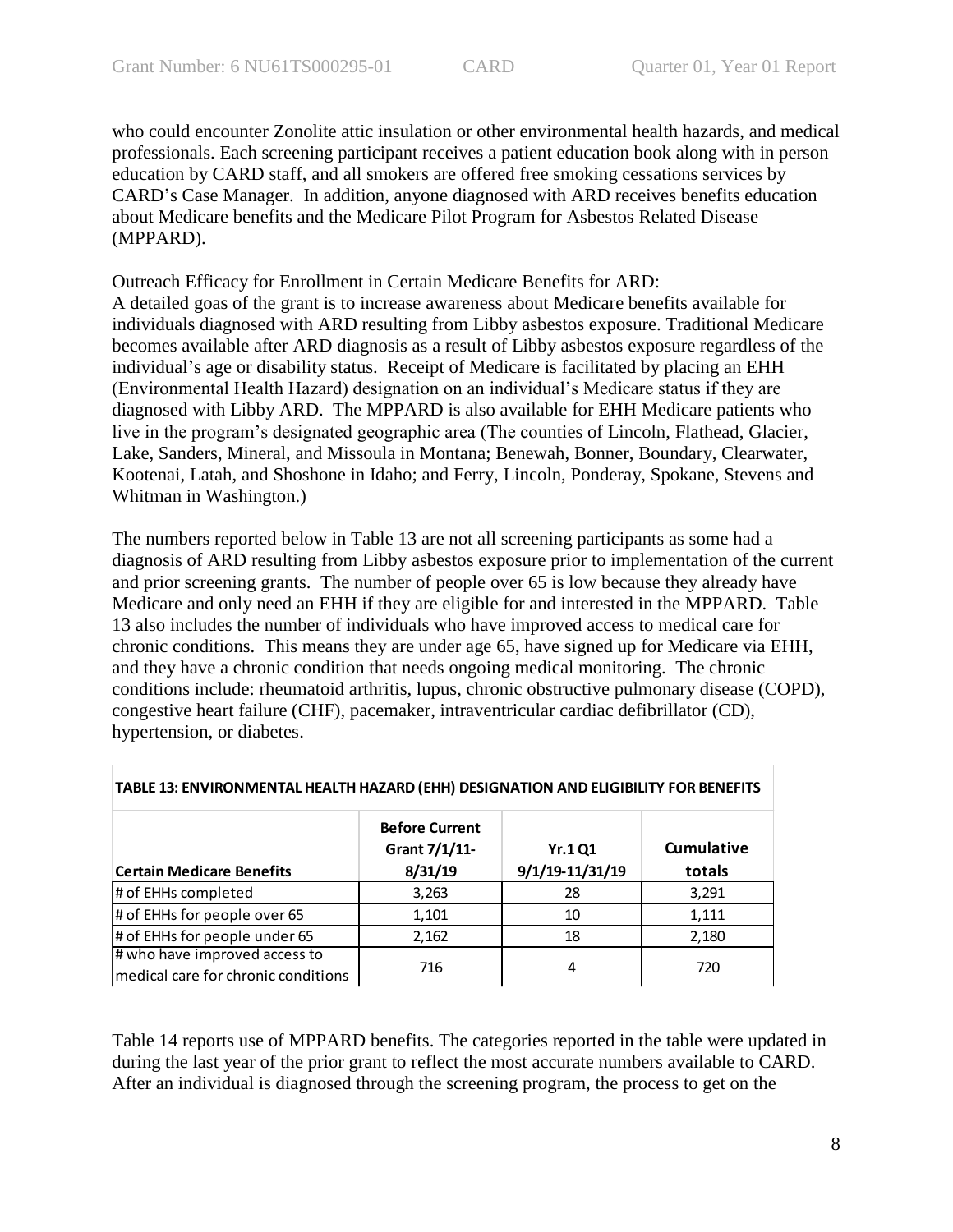who could encounter Zonolite attic insulation or other environmental health hazards, and medical professionals. Each screening participant receives a patient education book along with in person education by CARD staff, and all smokers are offered free smoking cessations services by CARD's Case Manager. In addition, anyone diagnosed with ARD receives benefits education about Medicare benefits and the Medicare Pilot Program for Asbestos Related Disease (MPPARD).

Outreach Efficacy for Enrollment in Certain Medicare Benefits for ARD:
A detailed goas of the grant is to increase awareness about Medicare benefits available for individuals diagnosed with ARD resulting from Libby asbestos exposure. Traditional Medicare becomes available after ARD diagnosis as a result of Libby asbestos exposure regardless of the individual's age or disability status. Receipt of Medicare is facilitated by placing an EHH (Environmental Health Hazard) designation on an individual's Medicare status if they are diagnosed with Libby ARD. The MPPARD is also available for EHH Medicare patients who live in the program's designated geographic area (The counties of Lincoln, Flathead, Glacier, Lake, Sanders, Mineral, and Missoula in Montana; Benewah, Bonner, Boundary, Clearwater, Kootenai, Latah, and Shoshone in Idaho; and Ferry, Lincoln, Ponderay, Spokane, Stevens and Whitman in Washington.)

The numbers reported below in Table 13 are not all screening participants as some had a diagnosis of ARD resulting from Libby asbestos exposure prior to implementation of the current and prior screening grants. The number of people over 65 is low because they already have Medicare and only need an EHH if they are eligible for and interested in the MPPARD. Table 13 also includes the number of individuals who have improved access to medical care for chronic conditions. This means they are under age 65, have signed up for Medicare via EHH, and they have a chronic condition that needs ongoing medical monitoring. The chronic conditions include: rheumatoid arthritis, lupus, chronic obstructive pulmonary disease (COPD), congestive heart failure (CHF), pacemaker, intraventricular cardiac defibrillator (CD), hypertension, or diabetes.

**TABLE 13: ENVIRONMENTAL HEALTH HAZARD (EHH) DESIGNATION AND ELIGIBILITY FOR BENEFITS**

| Certain Medicare Benefits | Before Current Grant 7/1/11-8/31/19 | Yr.1 Q1 9/1/19-11/31/19 | Cumulative totals |
|---|---|---|---|
| # of EHHs completed | 3,263 | 28 | 3,291 |
| # of EHHs for people over 65 | 1,101 | 10 | 1,111 |
| # of EHHs for people under 65 | 2,162 | 18 | 2,180 |
| # who have improved access to medical care for chronic conditions | 716 | 4 | 720 |

Table 14 reports use of MPPARD benefits. The categories reported in the table were updated in during the last year of the prior grant to reflect the most accurate numbers available to CARD. After an individual is diagnosed through the screening program, the process to get on the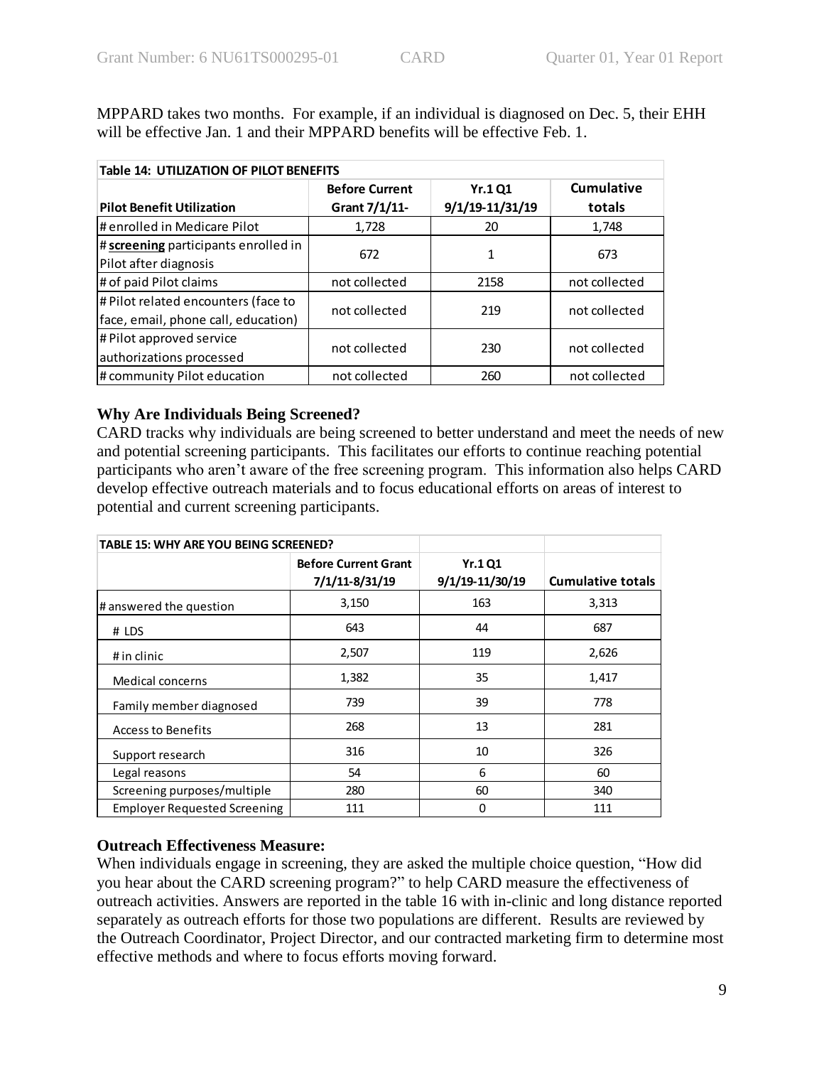MPPARD takes two months. For example, if an individual is diagnosed on Dec. 5, their EHH will be effective Jan. 1 and their MPPARD benefits will be effective Feb. 1.

| Table 14: UTILIZATION OF PILOT BENEFITS | | | |
|---|---|---|---|
| **Pilot Benefit Utilization** | **Before Current Grant 7/1/11-** | **Yr.1 Q1 9/1/19-11/31/19** | **Cumulative totals** |
| # enrolled in Medicare Pilot | 1,728 | 20 | 1,748 |
| # **screening** participants enrolled in Pilot after diagnosis | 672 | 1 | 673 |
| # of paid Pilot claims | not collected | 2158 | not collected |
| # Pilot related encounters (face to face, email, phone call, education) | not collected | 219 | not collected |
| # Pilot approved service authorizations processed | not collected | 230 | not collected |
| # community Pilot education | not collected | 260 | not collected |

### Why Are Individuals Being Screened?

CARD tracks why individuals are being screened to better understand and meet the needs of new and potential screening participants. This facilitates our efforts to continue reaching potential participants who aren't aware of the free screening program. This information also helps CARD develop effective outreach materials and to focus educational efforts on areas of interest to potential and current screening participants.

| TABLE 15: WHY ARE YOU BEING SCREENED? | | | |
|---|---|---|---|
| | **Before Current Grant 7/1/11-8/31/19** | **Yr.1 Q1 9/1/19-11/30/19** | **Cumulative totals** |
| # answered the question | 3,150 | 163 | 3,313 |
| # LDS | 643 | 44 | 687 |
| # in clinic | 2,507 | 119 | 2,626 |
| Medical concerns | 1,382 | 35 | 1,417 |
| Family member diagnosed | 739 | 39 | 778 |
| Access to Benefits | 268 | 13 | 281 |
| Support research | 316 | 10 | 326 |
| Legal reasons | 54 | 6 | 60 |
| Screening purposes/multiple | 280 | 60 | 340 |
| Employer Requested Screening | 111 | 0 | 111 |

### Outreach Effectiveness Measure:

When individuals engage in screening, they are asked the multiple choice question, "How did you hear about the CARD screening program?" to help CARD measure the effectiveness of outreach activities. Answers are reported in the table 16 with in-clinic and long distance reported separately as outreach efforts for those two populations are different. Results are reviewed by the Outreach Coordinator, Project Director, and our contracted marketing firm to determine most effective methods and where to focus efforts moving forward.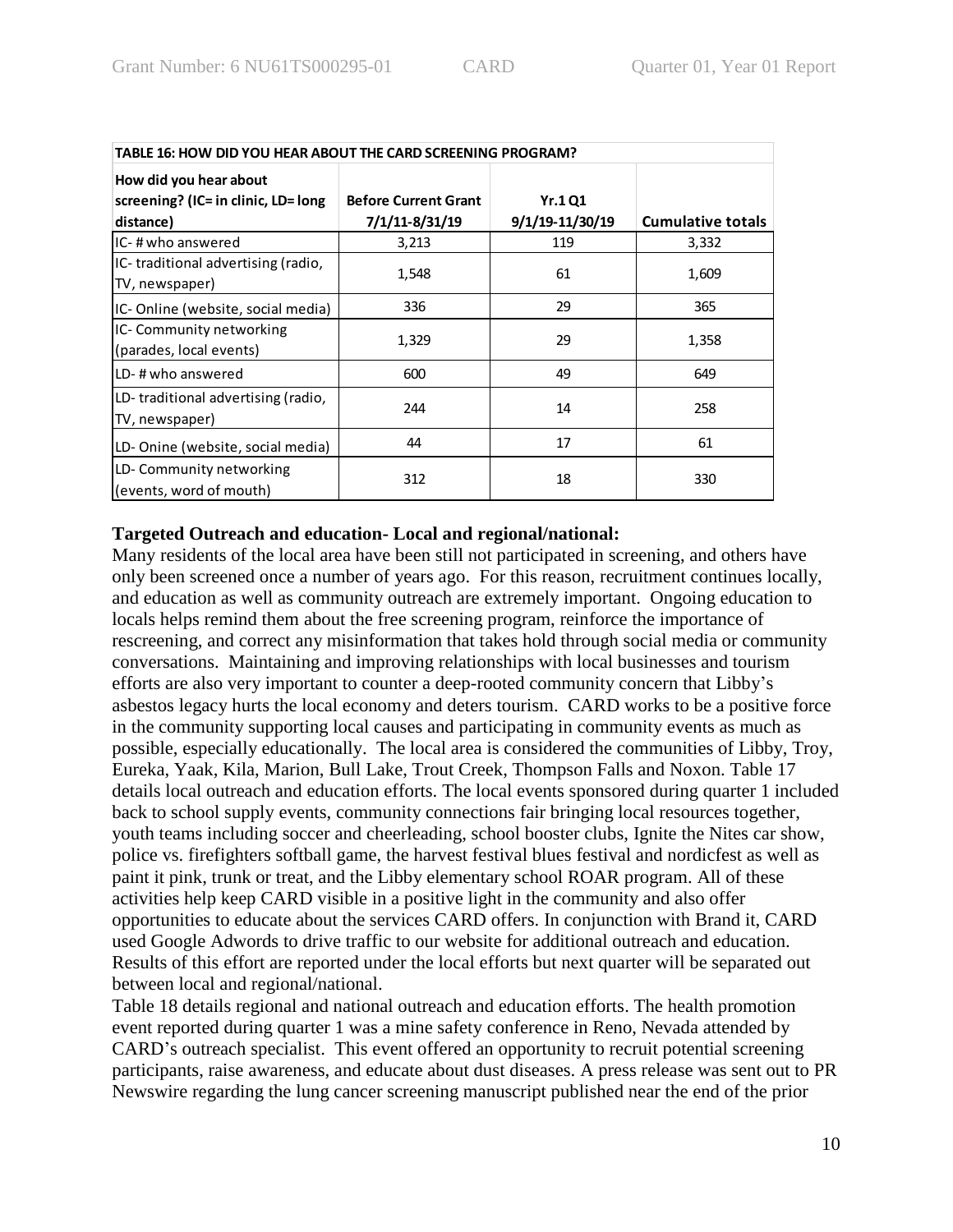| TABLE 16: HOW DID YOU HEAR ABOUT THE CARD SCREENING PROGRAM? | | | |
|---|---|---|---|
| How did you hear about screening? (IC= in clinic, LD= long distance) | Before Current Grant 7/1/11-8/31/19 | Yr.1 Q1 9/1/19-11/30/19 | Cumulative totals |
| IC- # who answered | 3,213 | 119 | 3,332 |
| IC- traditional advertising (radio, TV, newspaper) | 1,548 | 61 | 1,609 |
| IC- Online (website, social media) | 336 | 29 | 365 |
| IC- Community networking (parades, local events) | 1,329 | 29 | 1,358 |
| LD- # who answered | 600 | 49 | 649 |
| LD- traditional advertising (radio, TV, newspaper) | 244 | 14 | 258 |
| LD- Onine (website, social media) | 44 | 17 | 61 |
| LD- Community networking (events, word of mouth) | 312 | 18 | 330 |

**Targeted Outreach and education- Local and regional/national:**

Many residents of the local area have been still not participated in screening, and others have only been screened once a number of years ago. For this reason, recruitment continues locally, and education as well as community outreach are extremely important. Ongoing education to locals helps remind them about the free screening program, reinforce the importance of rescreening, and correct any misinformation that takes hold through social media or community conversations. Maintaining and improving relationships with local businesses and tourism efforts are also very important to counter a deep-rooted community concern that Libby's asbestos legacy hurts the local economy and deters tourism. CARD works to be a positive force in the community supporting local causes and participating in community events as much as possible, especially educationally. The local area is considered the communities of Libby, Troy, Eureka, Yaak, Kila, Marion, Bull Lake, Trout Creek, Thompson Falls and Noxon. Table 17 details local outreach and education efforts. The local events sponsored during quarter 1 included back to school supply events, community connections fair bringing local resources together, youth teams including soccer and cheerleading, school booster clubs, Ignite the Nites car show, police vs. firefighters softball game, the harvest festival blues festival and nordicfest as well as paint it pink, trunk or treat, and the Libby elementary school ROAR program. All of these activities help keep CARD visible in a positive light in the community and also offer opportunities to educate about the services CARD offers. In conjunction with Brand it, CARD used Google Adwords to drive traffic to our website for additional outreach and education. Results of this effort are reported under the local efforts but next quarter will be separated out between local and regional/national.

Table 18 details regional and national outreach and education efforts. The health promotion event reported during quarter 1 was a mine safety conference in Reno, Nevada attended by CARD's outreach specialist. This event offered an opportunity to recruit potential screening participants, raise awareness, and educate about dust diseases. A press release was sent out to PR Newswire regarding the lung cancer screening manuscript published near the end of the prior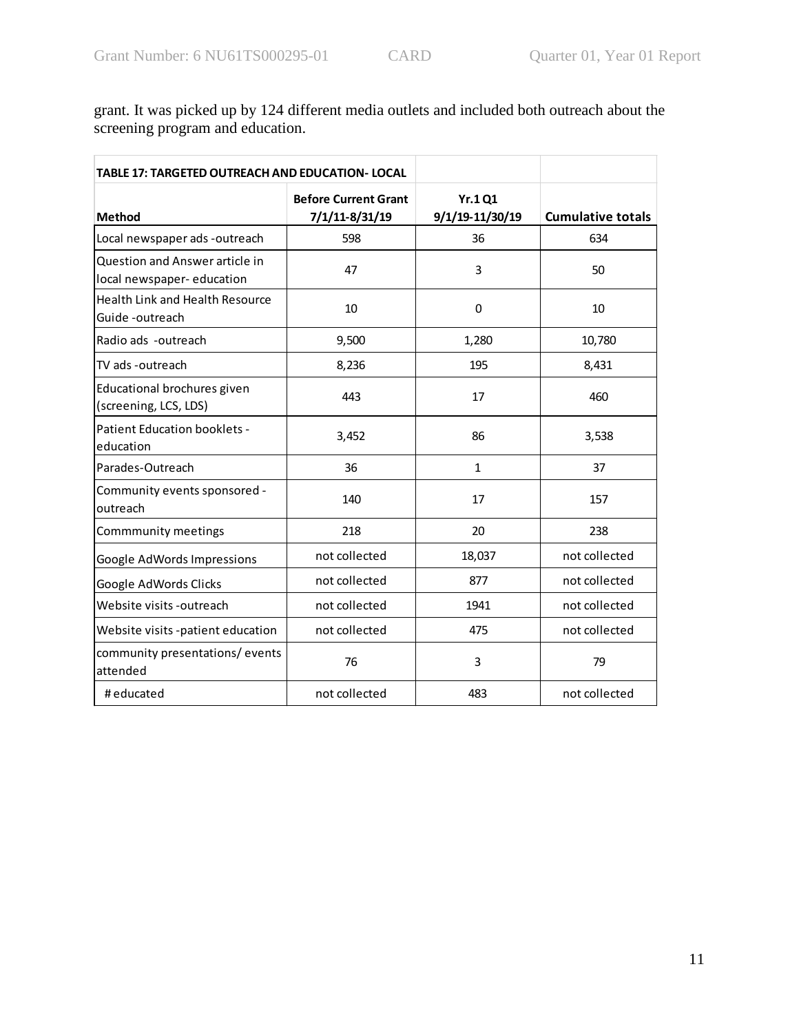grant. It was picked up by 124 different media outlets and included both outreach about the screening program and education.

| TABLE 17: TARGETED OUTREACH AND EDUCATION- LOCAL | | | |
|---|---|---|---|
| Method | Before Current Grant 7/1/11-8/31/19 | Yr.1 Q1 9/1/19-11/30/19 | Cumulative totals |
| Local newspaper ads -outreach | 598 | 36 | 634 |
| Question and Answer article in local newspaper- education | 47 | 3 | 50 |
| Health Link and Health Resource Guide -outreach | 10 | 0 | 10 |
| Radio ads -outreach | 9,500 | 1,280 | 10,780 |
| TV ads -outreach | 8,236 | 195 | 8,431 |
| Educational brochures given (screening, LCS, LDS) | 443 | 17 | 460 |
| Patient Education booklets - education | 3,452 | 86 | 3,538 |
| Parades-Outreach | 36 | 1 | 37 |
| Community events sponsored - outreach | 140 | 17 | 157 |
| Commmunity meetings | 218 | 20 | 238 |
| Google AdWords Impressions | not collected | 18,037 | not collected |
| Google AdWords Clicks | not collected | 877 | not collected |
| Website visits -outreach | not collected | 1941 | not collected |
| Website visits -patient education | not collected | 475 | not collected |
| community presentations/ events attended | 76 | 3 | 79 |
| # educated | not collected | 483 | not collected |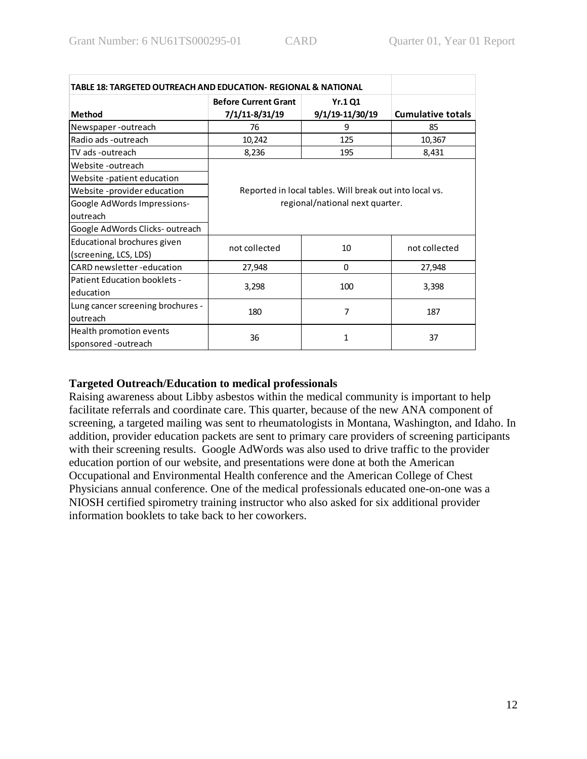| TABLE 18: TARGETED OUTREACH AND EDUCATION- REGIONAL & NATIONAL | | | |
|---|---|---|---|
| **Method** | **Before Current Grant 7/1/11-8/31/19** | **Yr.1 Q1 9/1/19-11/30/19** | **Cumulative totals** |
| Newspaper -outreach | 76 | 9 | 85 |
| Radio ads -outreach | 10,242 | 125 | 10,367 |
| TV ads -outreach | 8,236 | 195 | 8,431 |
| Website -outreach | Reported in local tables. Will break out into local vs. regional/national next quarter. | | |
| Website -patient education | | | |
| Website -provider education | | | |
| Google AdWords Impressions-outreach | | | |
| Google AdWords Clicks- outreach | | | |
| Educational brochures given (screening, LCS, LDS) | not collected | 10 | not collected |
| CARD newsletter -education | 27,948 | 0 | 27,948 |
| Patient Education booklets -education | 3,298 | 100 | 3,398 |
| Lung cancer screening brochures -outreach | 180 | 7 | 187 |
| Health promotion events sponsored -outreach | 36 | 1 | 37 |

**Targeted Outreach/Education to medical professionals**

Raising awareness about Libby asbestos within the medical community is important to help facilitate referrals and coordinate care. This quarter, because of the new ANA component of screening, a targeted mailing was sent to rheumatologists in Montana, Washington, and Idaho. In addition, provider education packets are sent to primary care providers of screening participants with their screening results. Google AdWords was also used to drive traffic to the provider education portion of our website, and presentations were done at both the American Occupational and Environmental Health conference and the American College of Chest Physicians annual conference. One of the medical professionals educated one-on-one was a NIOSH certified spirometry training instructor who also asked for six additional provider information booklets to take back to her coworkers.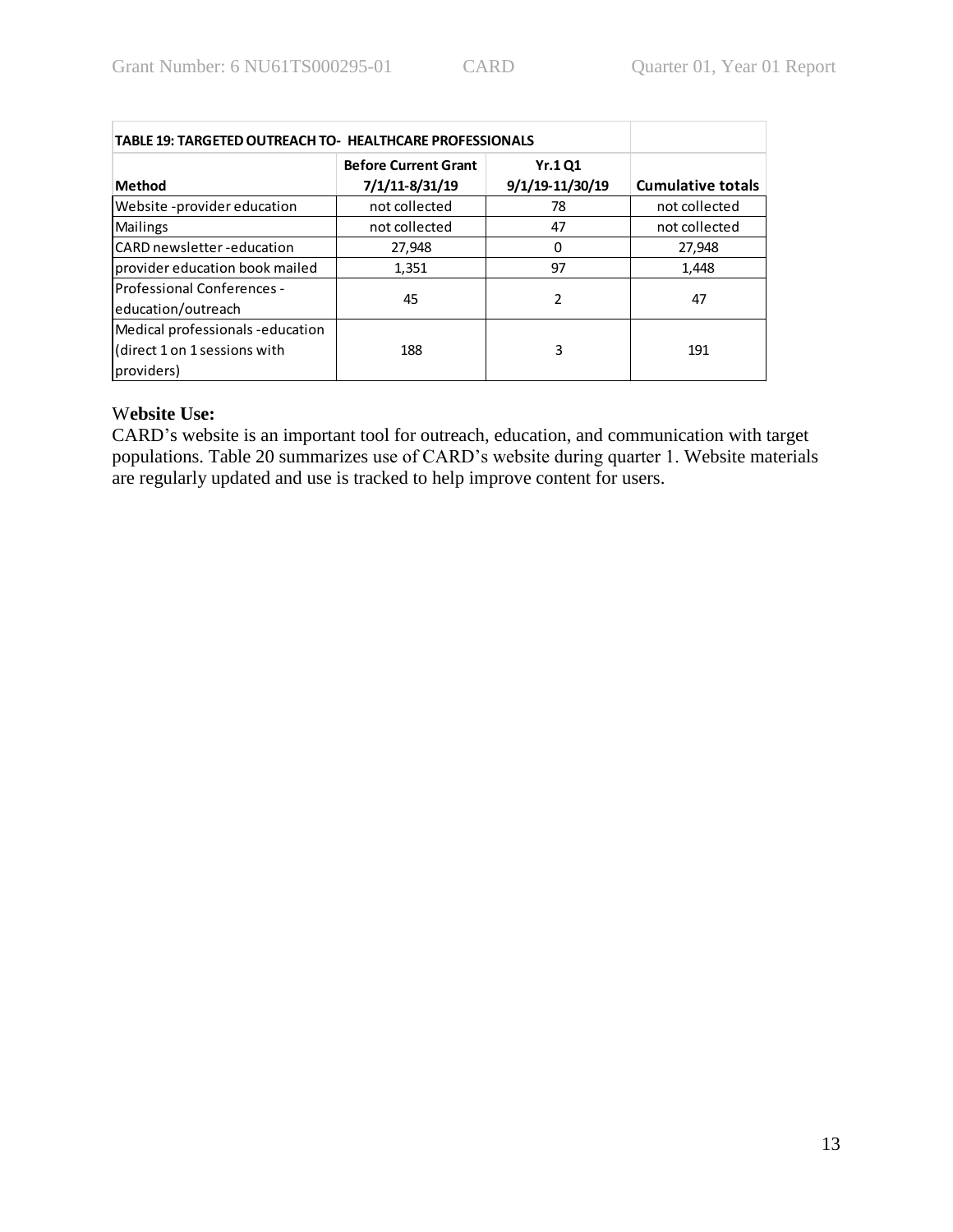| TABLE 19: TARGETED OUTREACH TO- HEALTHCARE PROFESSIONALS | | | |
|---|---|---|---|
| **Method** | **Before Current Grant 7/1/11-8/31/19** | **Yr.1 Q1 9/1/19-11/30/19** | **Cumulative totals** |
| Website -provider education | not collected | 78 | not collected |
| Mailings | not collected | 47 | not collected |
| CARD newsletter -education | 27,948 | 0 | 27,948 |
| provider education book mailed | 1,351 | 97 | 1,448 |
| Professional Conferences - education/outreach | 45 | 2 | 47 |
| Medical professionals -education (direct 1 on 1 sessions with providers) | 188 | 3 | 191 |

**Website Use:**

CARD's website is an important tool for outreach, education, and communication with target populations. Table 20 summarizes use of CARD's website during quarter 1. Website materials are regularly updated and use is tracked to help improve content for users.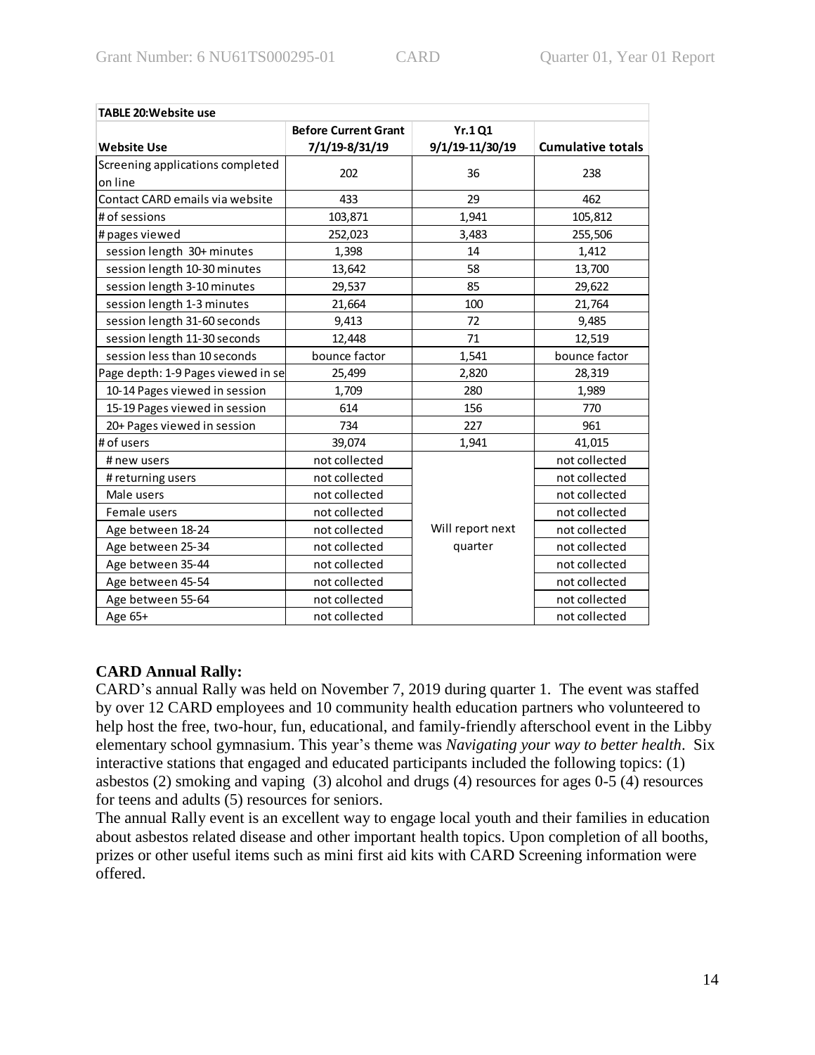| TABLE 20:Website use | | | |
|---|---|---|---|
| **Website Use** | **Before Current Grant 7/1/19-8/31/19** | **Yr.1 Q1 9/1/19-11/30/19** | **Cumulative totals** |
| Screening applications completed on line | 202 | 36 | 238 |
| Contact CARD emails via website | 433 | 29 | 462 |
| # of sessions | 103,871 | 1,941 | 105,812 |
| # pages viewed | 252,023 | 3,483 | 255,506 |
| session length 30+ minutes | 1,398 | 14 | 1,412 |
| session length 10-30 minutes | 13,642 | 58 | 13,700 |
| session length 3-10 minutes | 29,537 | 85 | 29,622 |
| session length 1-3 minutes | 21,664 | 100 | 21,764 |
| session length 31-60 seconds | 9,413 | 72 | 9,485 |
| session length 11-30 seconds | 12,448 | 71 | 12,519 |
| session less than 10 seconds | bounce factor | 1,541 | bounce factor |
| Page depth: 1-9 Pages viewed in se | 25,499 | 2,820 | 28,319 |
| 10-14 Pages viewed in session | 1,709 | 280 | 1,989 |
| 15-19 Pages viewed in session | 614 | 156 | 770 |
| 20+ Pages viewed in session | 734 | 227 | 961 |
| # of users | 39,074 | 1,941 | 41,015 |
| # new users | not collected | Will report next quarter | not collected |
| # returning users | not collected | | not collected |
| Male users | not collected | | not collected |
| Female users | not collected | | not collected |
| Age between 18-24 | not collected | | not collected |
| Age between 25-34 | not collected | | not collected |
| Age between 35-44 | not collected | | not collected |
| Age between 45-54 | not collected | | not collected |
| Age between 55-64 | not collected | | not collected |
| Age 65+ | not collected | | not collected |

**CARD Annual Rally:**

CARD's annual Rally was held on November 7, 2019 during quarter 1. The event was staffed by over 12 CARD employees and 10 community health education partners who volunteered to help host the free, two-hour, fun, educational, and family-friendly afterschool event in the Libby elementary school gymnasium. This year's theme was *Navigating your way to better health*. Six interactive stations that engaged and educated participants included the following topics: (1) asbestos (2) smoking and vaping (3) alcohol and drugs (4) resources for ages 0-5 (4) resources for teens and adults (5) resources for seniors.

The annual Rally event is an excellent way to engage local youth and their families in education about asbestos related disease and other important health topics. Upon completion of all booths, prizes or other useful items such as mini first aid kits with CARD Screening information were offered.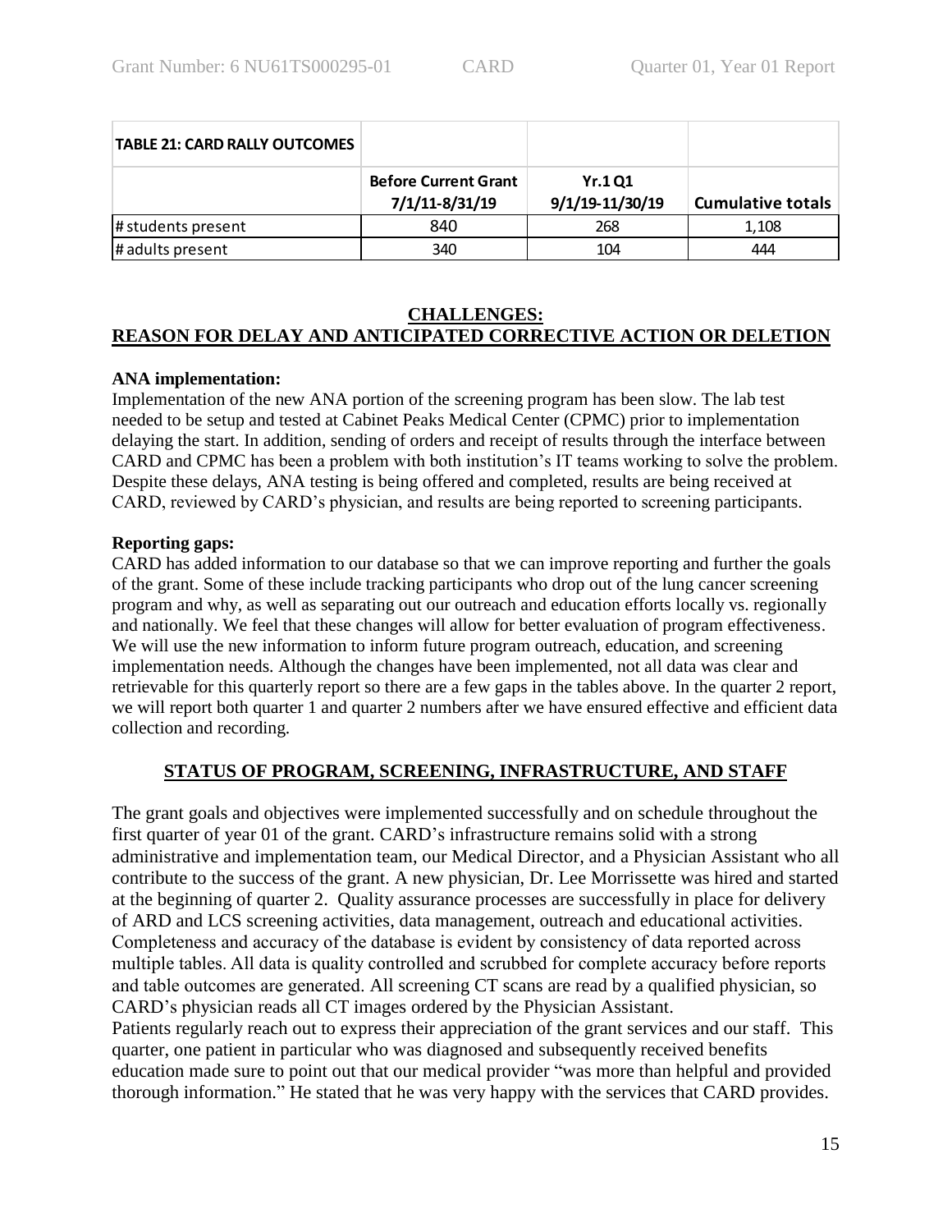| TABLE 21: CARD RALLY OUTCOMES | | | |
|---|---|---|---|
| | Before Current Grant 7/1/11-8/31/19 | Yr.1 Q1 9/1/19-11/30/19 | Cumulative totals |
| # students present | 840 | 268 | 1,108 |
| # adults present | 340 | 104 | 444 |

## CHALLENGES:
## REASON FOR DELAY AND ANTICIPATED CORRECTIVE ACTION OR DELETION

**ANA implementation:**

Implementation of the new ANA portion of the screening program has been slow. The lab test needed to be setup and tested at Cabinet Peaks Medical Center (CPMC) prior to implementation delaying the start. In addition, sending of orders and receipt of results through the interface between CARD and CPMC has been a problem with both institution's IT teams working to solve the problem. Despite these delays, ANA testing is being offered and completed, results are being received at CARD, reviewed by CARD's physician, and results are being reported to screening participants.

**Reporting gaps:**

CARD has added information to our database so that we can improve reporting and further the goals of the grant. Some of these include tracking participants who drop out of the lung cancer screening program and why, as well as separating out our outreach and education efforts locally vs. regionally and nationally. We feel that these changes will allow for better evaluation of program effectiveness. We will use the new information to inform future program outreach, education, and screening implementation needs. Although the changes have been implemented, not all data was clear and retrievable for this quarterly report so there are a few gaps in the tables above. In the quarter 2 report, we will report both quarter 1 and quarter 2 numbers after we have ensured effective and efficient data collection and recording.

## STATUS OF PROGRAM, SCREENING, INFRASTRUCTURE, AND STAFF

The grant goals and objectives were implemented successfully and on schedule throughout the first quarter of year 01 of the grant. CARD's infrastructure remains solid with a strong administrative and implementation team, our Medical Director, and a Physician Assistant who all contribute to the success of the grant. A new physician, Dr. Lee Morrissette was hired and started at the beginning of quarter 2. Quality assurance processes are successfully in place for delivery of ARD and LCS screening activities, data management, outreach and educational activities. Completeness and accuracy of the database is evident by consistency of data reported across multiple tables. All data is quality controlled and scrubbed for complete accuracy before reports and table outcomes are generated. All screening CT scans are read by a qualified physician, so CARD's physician reads all CT images ordered by the Physician Assistant.

Patients regularly reach out to express their appreciation of the grant services and our staff. This quarter, one patient in particular who was diagnosed and subsequently received benefits education made sure to point out that our medical provider "was more than helpful and provided thorough information." He stated that he was very happy with the services that CARD provides.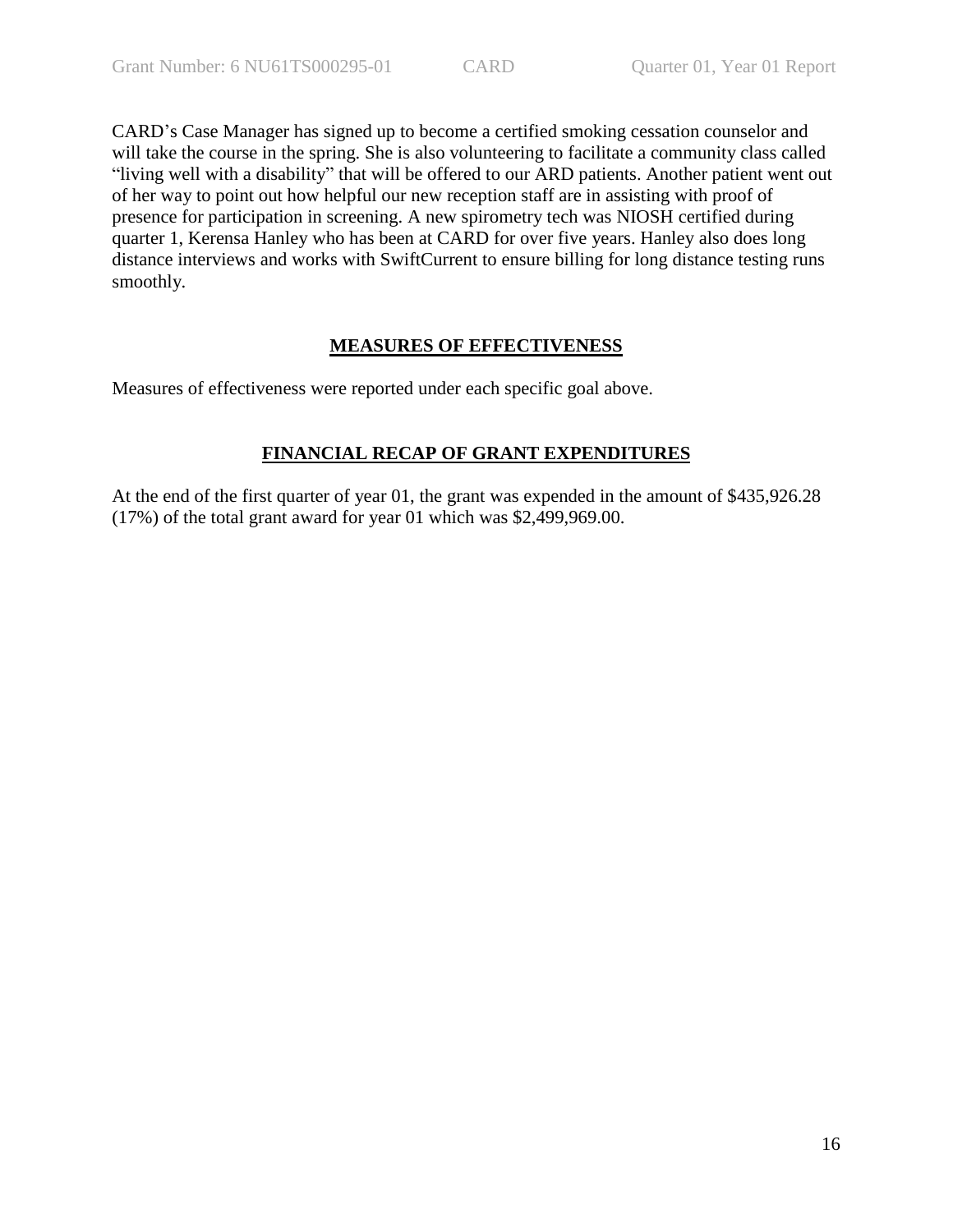CARD's Case Manager has signed up to become a certified smoking cessation counselor and will take the course in the spring. She is also volunteering to facilitate a community class called "living well with a disability" that will be offered to our ARD patients. Another patient went out of her way to point out how helpful our new reception staff are in assisting with proof of presence for participation in screening. A new spirometry tech was NIOSH certified during quarter 1, Kerensa Hanley who has been at CARD for over five years. Hanley also does long distance interviews and works with SwiftCurrent to ensure billing for long distance testing runs smoothly.

## MEASURES OF EFFECTIVENESS

Measures of effectiveness were reported under each specific goal above.

## FINANCIAL RECAP OF GRANT EXPENDITURES

At the end of the first quarter of year 01, the grant was expended in the amount of $435,926.28 (17%) of the total grant award for year 01 which was $2,499,969.00.